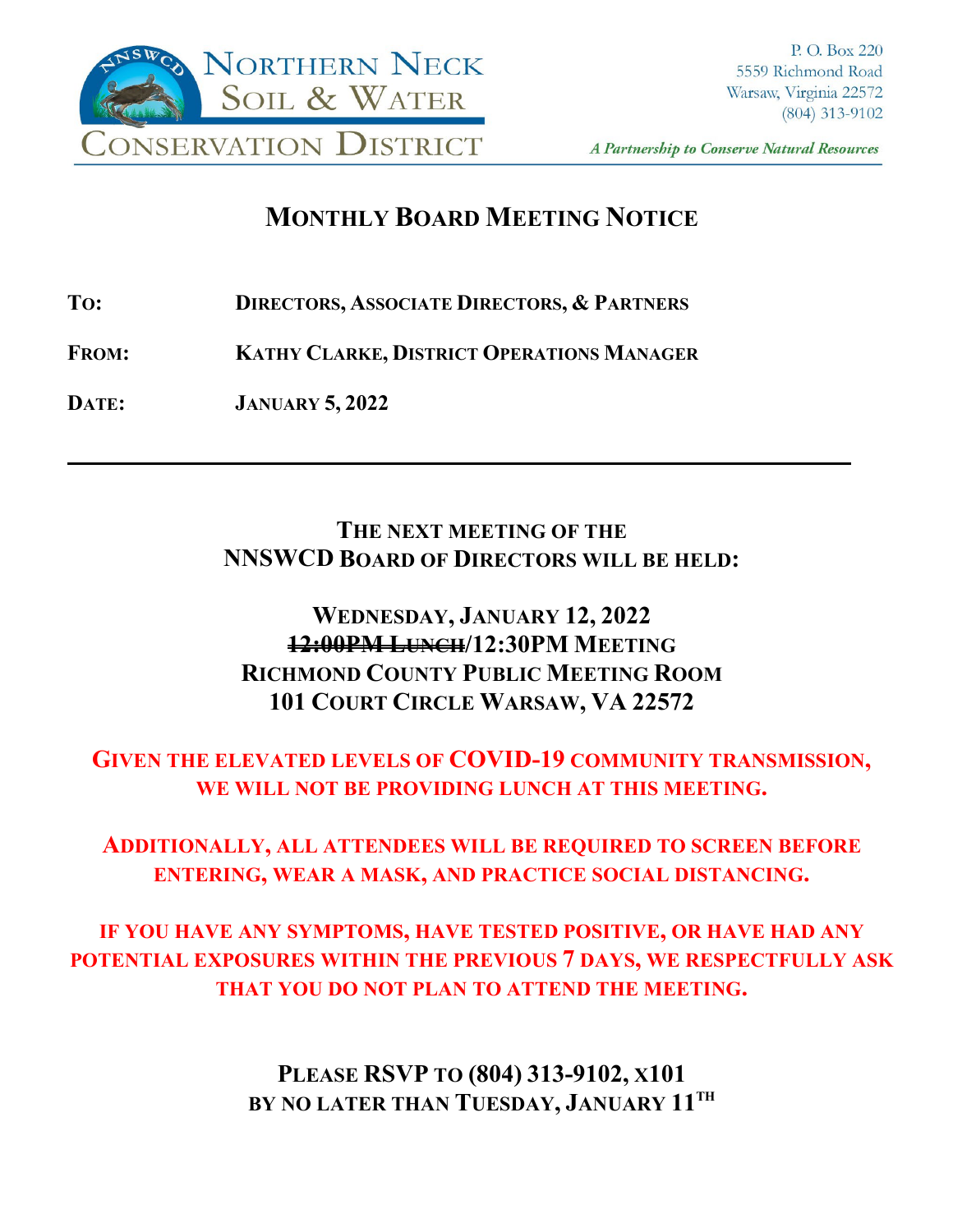**Northern Neck Soil & Water Conservation District**

P. O. Box 220
5559 Richmond Road
Warsaw, Virginia 22572
(804) 313-9102

*A Partnership to Conserve Natural Resources*

# MONTHLY BOARD MEETING NOTICE

**TO:** DIRECTORS, ASSOCIATE DIRECTORS, & PARTNERS

**FROM:** KATHY CLARKE, DISTRICT OPERATIONS MANAGER

**DATE:** JANUARY 5, 2022

---

**THE NEXT MEETING OF THE NNSWCD BOARD OF DIRECTORS WILL BE HELD:**

**WEDNESDAY, JANUARY 12, 2022**
**~~12:00PM LUNCH~~/12:30PM MEETING**
**RICHMOND COUNTY PUBLIC MEETING ROOM**
**101 COURT CIRCLE WARSAW, VA 22572**

**GIVEN THE ELEVATED LEVELS OF COVID-19 COMMUNITY TRANSMISSION, WE WILL NOT BE PROVIDING LUNCH AT THIS MEETING.**

**ADDITIONALLY, ALL ATTENDEES WILL BE REQUIRED TO SCREEN BEFORE ENTERING, WEAR A MASK, AND PRACTICE SOCIAL DISTANCING.**

**IF YOU HAVE ANY SYMPTOMS, HAVE TESTED POSITIVE, OR HAVE HAD ANY POTENTIAL EXPOSURES WITHIN THE PREVIOUS 7 DAYS, WE RESPECTFULLY ASK THAT YOU DO NOT PLAN TO ATTEND THE MEETING.**

**PLEASE RSVP TO (804) 313-9102, X101**
**BY NO LATER THAN TUESDAY, JANUARY 11TH**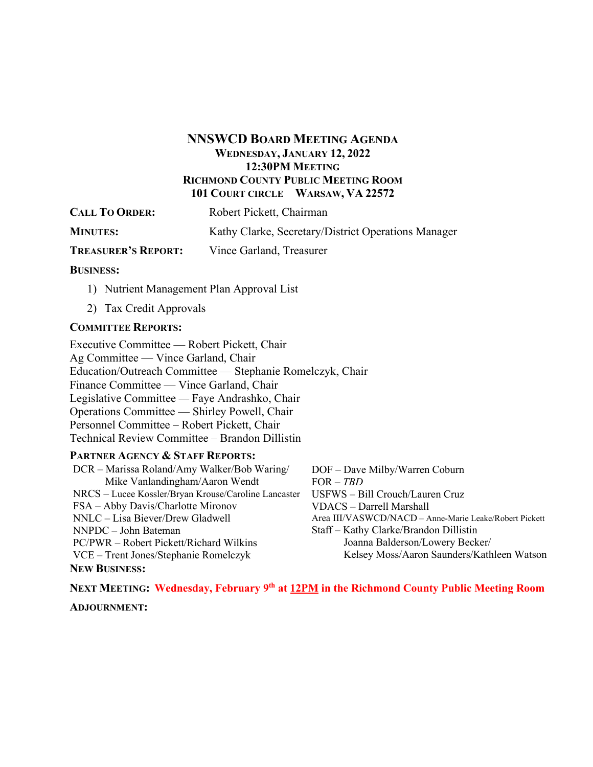# NNSWCD Board Meeting Agenda

**Wednesday, January 12, 2022**
**12:30PM Meeting**
**Richmond County Public Meeting Room**
**101 Court circle Warsaw, VA 22572**

**Call To Order:** Robert Pickett, Chairman

**Minutes:** Kathy Clarke, Secretary/District Operations Manager

**Treasurer's Report:** Vince Garland, Treasurer

**Business:**

1) Nutrient Management Plan Approval List
2) Tax Credit Approvals

**Committee Reports:**

Executive Committee — Robert Pickett, Chair
Ag Committee — Vince Garland, Chair
Education/Outreach Committee — Stephanie Romelczyk, Chair
Finance Committee — Vince Garland, Chair
Legislative Committee — Faye Andrashko, Chair
Operations Committee — Shirley Powell, Chair
Personnel Committee – Robert Pickett, Chair
Technical Review Committee – Brandon Dillistin

**Partner Agency & Staff Reports:**

DCR – Marissa Roland/Amy Walker/Bob Waring/Mike Vanlandingham/Aaron Wendt
NRCS – Lucee Kossler/Bryan Krouse/Caroline Lancaster
FSA – Abby Davis/Charlotte Mironov
NNLC – Lisa Biever/Drew Gladwell
NNPDC – John Bateman
PC/PWR – Robert Pickett/Richard Wilkins
VCE – Trent Jones/Stephanie Romelczyk
DOF – Dave Milby/Warren Coburn
FOR – *TBD*
USFWS – Bill Crouch/Lauren Cruz
VDACS – Darrell Marshall
Area III/VASWCD/NACD – Anne-Marie Leake/Robert Pickett
Staff – Kathy Clarke/Brandon Dillistin/Joanna Balderson/Lowery Becker/Kelsey Moss/Aaron Saunders/Kathleen Watson

**New Business:**

**Next Meeting:** **Wednesday, February 9th at 12PM in the Richmond County Public Meeting Room**

**Adjournment:**